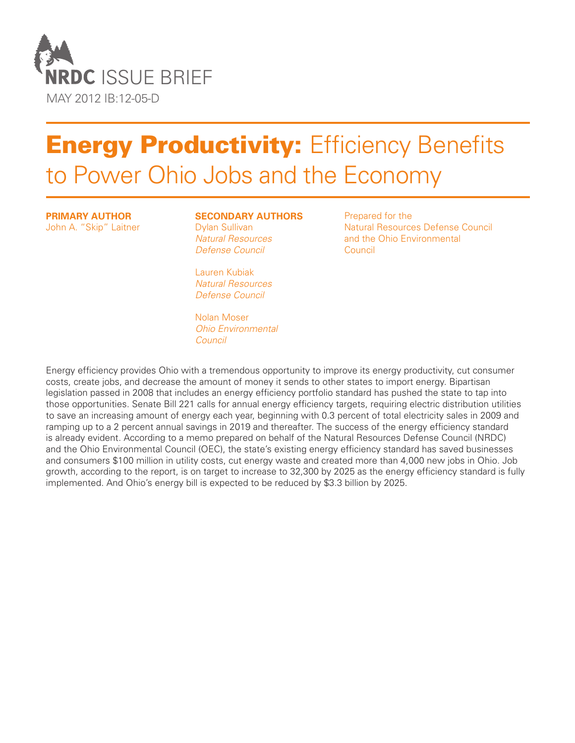NRDC ISSUE BRIEF

MAY 2012 IB:12-05-D

# Energy Productivity: Efficiency Benefits to Power Ohio Jobs and the Economy

**PRIMARY AUTHOR**
John A. "Skip" Laitner

**SECONDARY AUTHORS**
Dylan Sullivan
*Natural Resources Defense Council*

Lauren Kubiak
*Natural Resources Defense Council*

Nolan Moser
*Ohio Environmental Council*

Prepared for the Natural Resources Defense Council and the Ohio Environmental Council

Energy efficiency provides Ohio with a tremendous opportunity to improve its energy productivity, cut consumer costs, create jobs, and decrease the amount of money it sends to other states to import energy. Bipartisan legislation passed in 2008 that includes an energy efficiency portfolio standard has pushed the state to tap into those opportunities. Senate Bill 221 calls for annual energy efficiency targets, requiring electric distribution utilities to save an increasing amount of energy each year, beginning with 0.3 percent of total electricity sales in 2009 and ramping up to a 2 percent annual savings in 2019 and thereafter. The success of the energy efficiency standard is already evident. According to a memo prepared on behalf of the Natural Resources Defense Council (NRDC) and the Ohio Environmental Council (OEC), the state's existing energy efficiency standard has saved businesses and consumers $100 million in utility costs, cut energy waste and created more than 4,000 new jobs in Ohio. Job growth, according to the report, is on target to increase to 32,300 by 2025 as the energy efficiency standard is fully implemented. And Ohio's energy bill is expected to be reduced by $3.3 billion by 2025.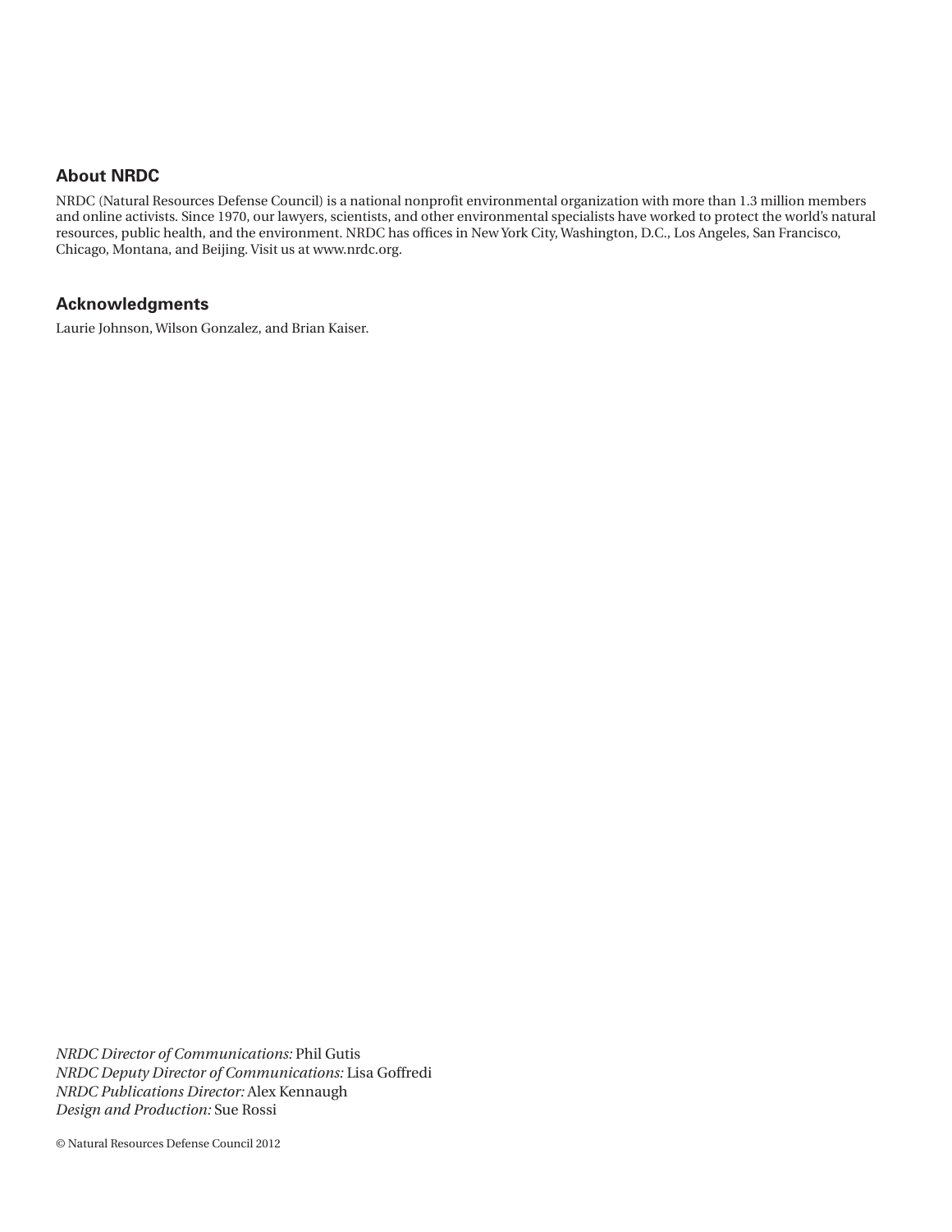## About NRDC

NRDC (Natural Resources Defense Council) is a national nonprofit environmental organization with more than 1.3 million members and online activists. Since 1970, our lawyers, scientists, and other environmental specialists have worked to protect the world's natural resources, public health, and the environment. NRDC has offices in New York City, Washington, D.C., Los Angeles, San Francisco, Chicago, Montana, and Beijing. Visit us at www.nrdc.org.

## Acknowledgments

Laurie Johnson, Wilson Gonzalez, and Brian Kaiser.

*NRDC Director of Communications:* Phil Gutis
*NRDC Deputy Director of Communications:* Lisa Goffredi
*NRDC Publications Director:* Alex Kennaugh
*Design and Production:* Sue Rossi

© Natural Resources Defense Council 2012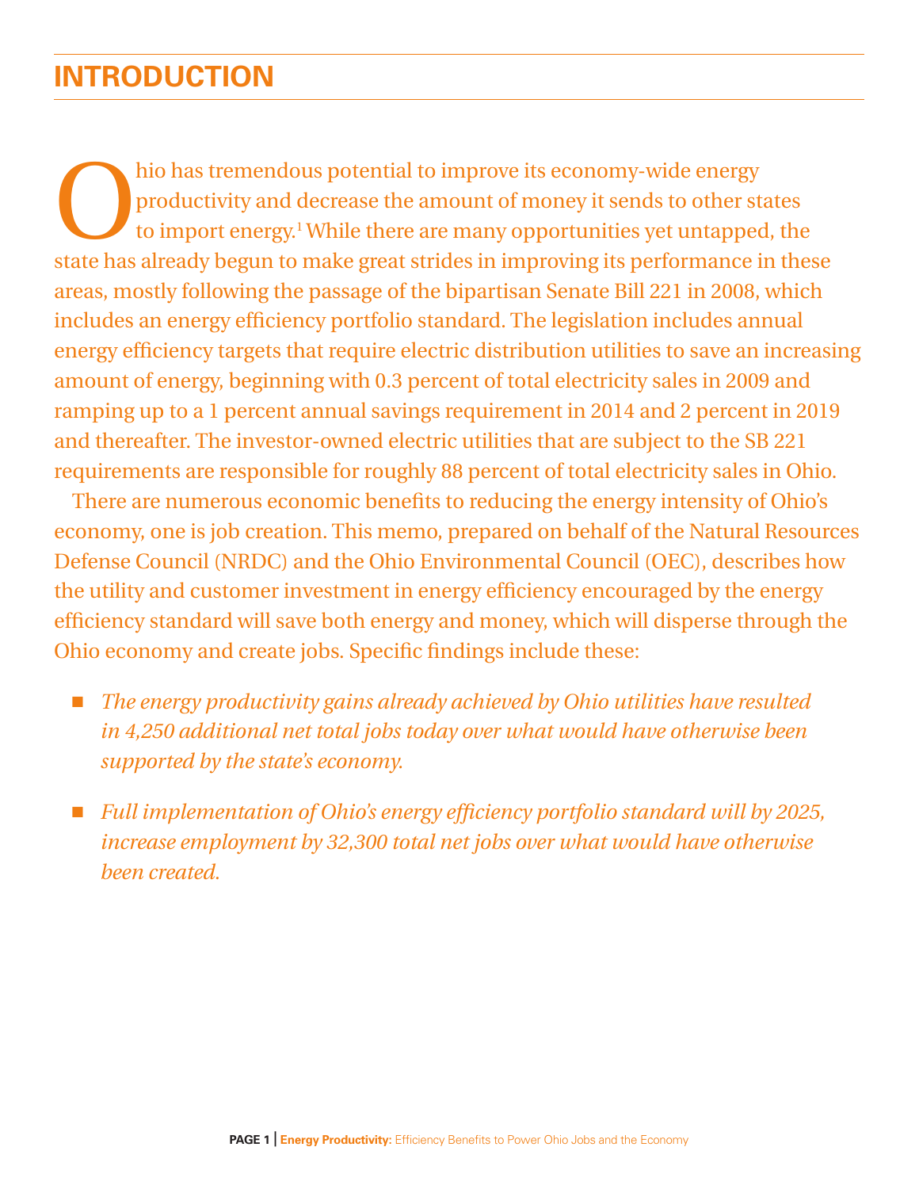# INTRODUCTION

Ohio has tremendous potential to improve its economy-wide energy productivity and decrease the amount of money it sends to other states to import energy.[1] While there are many opportunities yet untapped, the state has already begun to make great strides in improving its performance in these areas, mostly following the passage of the bipartisan Senate Bill 221 in 2008, which includes an energy efficiency portfolio standard. The legislation includes annual energy efficiency targets that require electric distribution utilities to save an increasing amount of energy, beginning with 0.3 percent of total electricity sales in 2009 and ramping up to a 1 percent annual savings requirement in 2014 and 2 percent in 2019 and thereafter. The investor-owned electric utilities that are subject to the SB 221 requirements are responsible for roughly 88 percent of total electricity sales in Ohio.

There are numerous economic benefits to reducing the energy intensity of Ohio's economy, one is job creation. This memo, prepared on behalf of the Natural Resources Defense Council (NRDC) and the Ohio Environmental Council (OEC), describes how the utility and customer investment in energy efficiency encouraged by the energy efficiency standard will save both energy and money, which will disperse through the Ohio economy and create jobs. Specific findings include these:

- *The energy productivity gains already achieved by Ohio utilities have resulted in 4,250 additional net total jobs today over what would have otherwise been supported by the state's economy.*
- *Full implementation of Ohio's energy efficiency portfolio standard will by 2025, increase employment by 32,300 total net jobs over what would have otherwise been created.*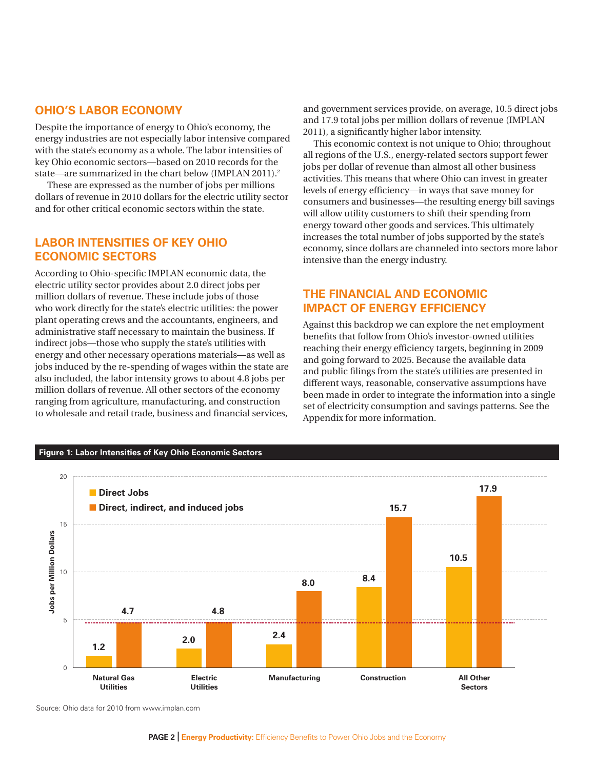## OHIO'S LABOR ECONOMY

Despite the importance of energy to Ohio's economy, the energy industries are not especially labor intensive compared with the state's economy as a whole. The labor intensities of key Ohio economic sectors—based on 2010 records for the state—are summarized in the chart below (IMPLAN 2011).[2]

These are expressed as the number of jobs per millions dollars of revenue in 2010 dollars for the electric utility sector and for other critical economic sectors within the state.

## LABOR INTENSITIES OF KEY OHIO ECONOMIC SECTORS

According to Ohio-specific IMPLAN economic data, the electric utility sector provides about 2.0 direct jobs per million dollars of revenue. These include jobs of those who work directly for the state's electric utilities: the power plant operating crews and the accountants, engineers, and administrative staff necessary to maintain the business. If indirect jobs—those who supply the state's utilities with energy and other necessary operations materials—as well as jobs induced by the re-spending of wages within the state are also included, the labor intensity grows to about 4.8 jobs per million dollars of revenue. All other sectors of the economy ranging from agriculture, manufacturing, and construction to wholesale and retail trade, business and financial services, and government services provide, on average, 10.5 direct jobs and 17.9 total jobs per million dollars of revenue (IMPLAN 2011), a significantly higher labor intensity.

This economic context is not unique to Ohio; throughout all regions of the U.S., energy-related sectors support fewer jobs per dollar of revenue than almost all other business activities. This means that where Ohio can invest in greater levels of energy efficiency—in ways that save money for consumers and businesses—the resulting energy bill savings will allow utility customers to shift their spending from energy toward other goods and services. This ultimately increases the total number of jobs supported by the state's economy, since dollars are channeled into sectors more labor intensive than the energy industry.

## THE FINANCIAL AND ECONOMIC IMPACT OF ENERGY EFFICIENCY

Against this backdrop we can explore the net employment benefits that follow from Ohio's investor-owned utilities reaching their energy efficiency targets, beginning in 2009 and going forward to 2025. Because the available data and public filings from the state's utilities are presented in different ways, reasonable, conservative assumptions have been made in order to integrate the information into a single set of electricity consumption and savings patterns. See the Appendix for more information.

**Figure 1: Labor Intensities of Key Ohio Economic Sectors**

Jobs per Million Dollars

| Sector | Direct Jobs | Direct, indirect, and induced jobs |
|---|---|---|
| Natural Gas Utilities | 1.2 | 4.7 |
| Electric Utilities | 2.0 | 4.8 |
| Manufacturing | 2.4 | 8.0 |
| Construction | 8.4 | 15.7 |
| All Other Sectors | 10.5 | 17.9 |

Source: Ohio data for 2010 from www.implan.com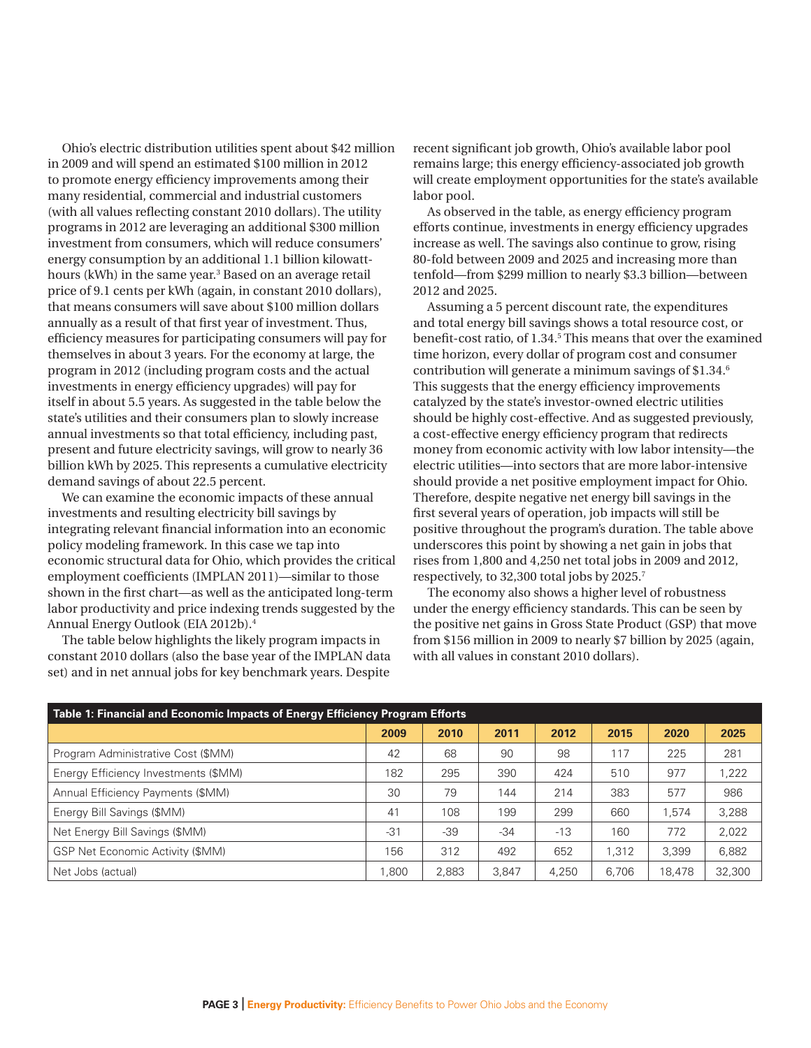Ohio's electric distribution utilities spent about $42 million in 2009 and will spend an estimated $100 million in 2012 to promote energy efficiency improvements among their many residential, commercial and industrial customers (with all values reflecting constant 2010 dollars). The utility programs in 2012 are leveraging an additional $300 million investment from consumers, which will reduce consumers' energy consumption by an additional 1.1 billion kilowatt-hours (kWh) in the same year.[3] Based on an average retail price of 9.1 cents per kWh (again, in constant 2010 dollars), that means consumers will save about $100 million dollars annually as a result of that first year of investment. Thus, efficiency measures for participating consumers will pay for themselves in about 3 years. For the economy at large, the program in 2012 (including program costs and the actual investments in energy efficiency upgrades) will pay for itself in about 5.5 years. As suggested in the table below the state's utilities and their consumers plan to slowly increase annual investments so that total efficiency, including past, present and future electricity savings, will grow to nearly 36 billion kWh by 2025. This represents a cumulative electricity demand savings of about 22.5 percent.

We can examine the economic impacts of these annual investments and resulting electricity bill savings by integrating relevant financial information into an economic policy modeling framework. In this case we tap into economic structural data for Ohio, which provides the critical employment coefficients (IMPLAN 2011)—similar to those shown in the first chart—as well as the anticipated long-term labor productivity and price indexing trends suggested by the Annual Energy Outlook (EIA 2012b).[4]

The table below highlights the likely program impacts in constant 2010 dollars (also the base year of the IMPLAN data set) and in net annual jobs for key benchmark years. Despite recent significant job growth, Ohio's available labor pool remains large; this energy efficiency-associated job growth will create employment opportunities for the state's available labor pool.

As observed in the table, as energy efficiency program efforts continue, investments in energy efficiency upgrades increase as well. The savings also continue to grow, rising 80-fold between 2009 and 2025 and increasing more than tenfold—from $299 million to nearly $3.3 billion—between 2012 and 2025.

Assuming a 5 percent discount rate, the expenditures and total energy bill savings shows a total resource cost, or benefit-cost ratio, of 1.34.[5] This means that over the examined time horizon, every dollar of program cost and consumer contribution will generate a minimum savings of $1.34.[6] This suggests that the energy efficiency improvements catalyzed by the state's investor-owned electric utilities should be highly cost-effective. And as suggested previously, a cost-effective energy efficiency program that redirects money from economic activity with low labor intensity—the electric utilities—into sectors that are more labor-intensive should provide a net positive employment impact for Ohio. Therefore, despite negative net energy bill savings in the first several years of operation, job impacts will still be positive throughout the program's duration. The table above underscores this point by showing a net gain in jobs that rises from 1,800 and 4,250 net total jobs in 2009 and 2012, respectively, to 32,300 total jobs by 2025.[7]

The economy also shows a higher level of robustness under the energy efficiency standards. This can be seen by the positive net gains in Gross State Product (GSP) that move from $156 million in 2009 to nearly $7 billion by 2025 (again, with all values in constant 2010 dollars).

**Table 1: Financial and Economic Impacts of Energy Efficiency Program Efforts**

| | 2009 | 2010 | 2011 | 2012 | 2015 | 2020 | 2025 |
|---|---|---|---|---|---|---|---|
| Program Administrative Cost ($MM) | 42 | 68 | 90 | 98 | 117 | 225 | 281 |
| Energy Efficiency Investments ($MM) | 182 | 295 | 390 | 424 | 510 | 977 | 1,222 |
| Annual Efficiency Payments ($MM) | 30 | 79 | 144 | 214 | 383 | 577 | 986 |
| Energy Bill Savings ($MM) | 41 | 108 | 199 | 299 | 660 | 1,574 | 3,288 |
| Net Energy Bill Savings ($MM) | -31 | -39 | -34 | -13 | 160 | 772 | 2,022 |
| GSP Net Economic Activity ($MM) | 156 | 312 | 492 | 652 | 1,312 | 3,399 | 6,882 |
| Net Jobs (actual) | 1,800 | 2,883 | 3,847 | 4,250 | 6,706 | 18,478 | 32,300 |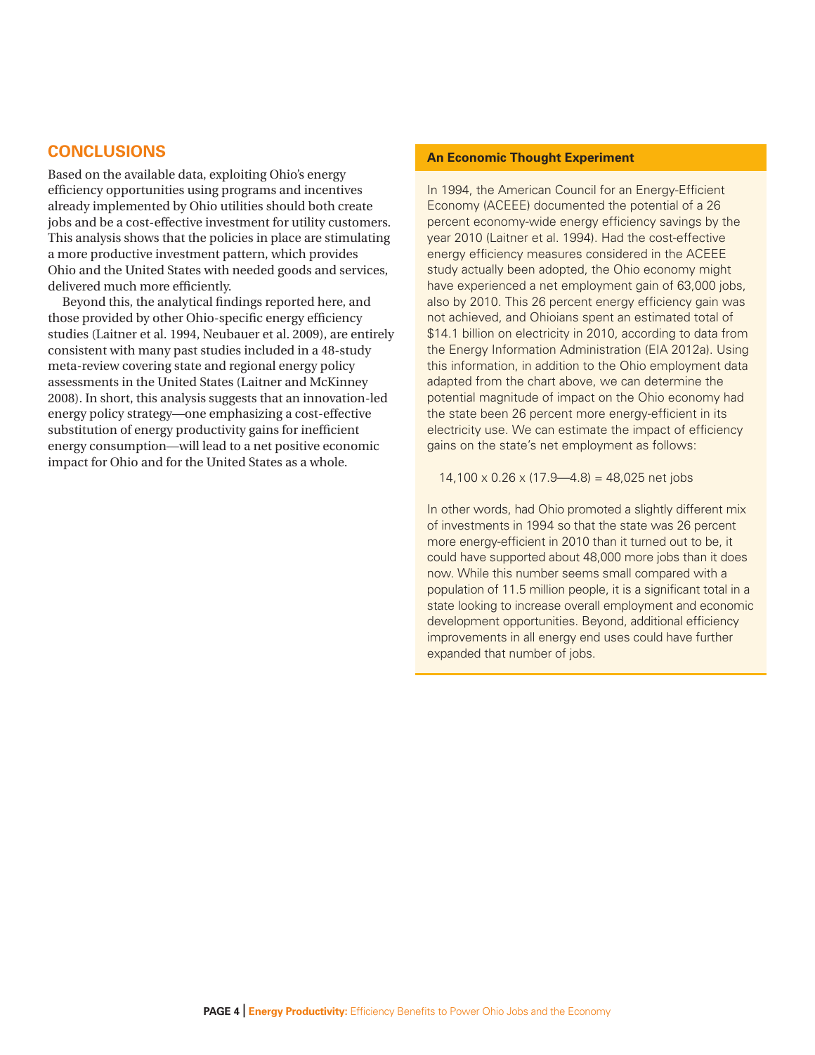## CONCLUSIONS

Based on the available data, exploiting Ohio's energy efficiency opportunities using programs and incentives already implemented by Ohio utilities should both create jobs and be a cost-effective investment for utility customers. This analysis shows that the policies in place are stimulating a more productive investment pattern, which provides Ohio and the United States with needed goods and services, delivered much more efficiently.

Beyond this, the analytical findings reported here, and those provided by other Ohio-specific energy efficiency studies (Laitner et al. 1994, Neubauer et al. 2009), are entirely consistent with many past studies included in a 48-study meta-review covering state and regional energy policy assessments in the United States (Laitner and McKinney 2008). In short, this analysis suggests that an innovation-led energy policy strategy—one emphasizing a cost-effective substitution of energy productivity gains for inefficient energy consumption—will lead to a net positive economic impact for Ohio and for the United States as a whole.

### An Economic Thought Experiment

In 1994, the American Council for an Energy-Efficient Economy (ACEEE) documented the potential of a 26 percent economy-wide energy efficiency savings by the year 2010 (Laitner et al. 1994). Had the cost-effective energy efficiency measures considered in the ACEEE study actually been adopted, the Ohio economy might have experienced a net employment gain of 63,000 jobs, also by 2010. This 26 percent energy efficiency gain was not achieved, and Ohioians spent an estimated total of $14.1 billion on electricity in 2010, according to data from the Energy Information Administration (EIA 2012a). Using this information, in addition to the Ohio employment data adapted from the chart above, we can determine the potential magnitude of impact on the Ohio economy had the state been 26 percent more energy-efficient in its electricity use. We can estimate the impact of efficiency gains on the state's net employment as follows:

14,100 x 0.26 x (17.9—4.8) = 48,025 net jobs

In other words, had Ohio promoted a slightly different mix of investments in 1994 so that the state was 26 percent more energy-efficient in 2010 than it turned out to be, it could have supported about 48,000 more jobs than it does now. While this number seems small compared with a population of 11.5 million people, it is a significant total in a state looking to increase overall employment and economic development opportunities. Beyond, additional efficiency improvements in all energy end uses could have further expanded that number of jobs.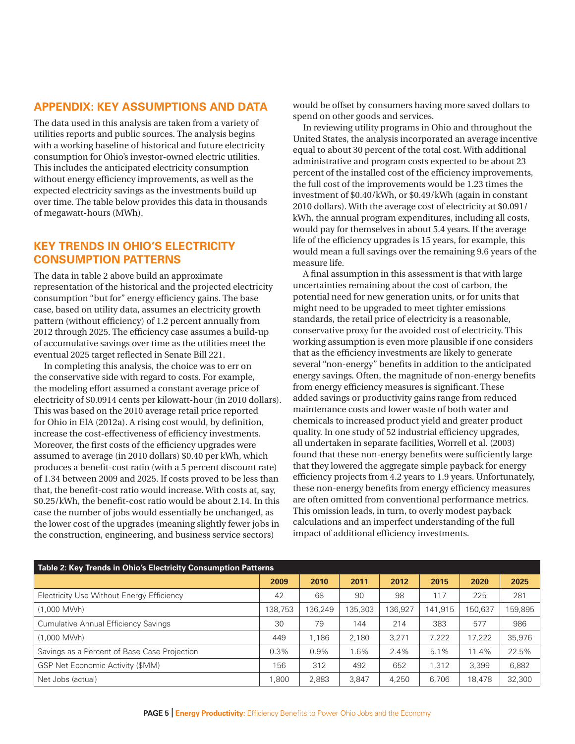## APPENDIX: KEY ASSUMPTIONS AND DATA

The data used in this analysis are taken from a variety of utilities reports and public sources. The analysis begins with a working baseline of historical and future electricity consumption for Ohio's investor-owned electric utilities. This includes the anticipated electricity consumption without energy efficiency improvements, as well as the expected electricity savings as the investments build up over time. The table below provides this data in thousands of megawatt-hours (MWh).

## KEY TRENDS IN OHIO'S ELECTRICITY CONSUMPTION PATTERNS

The data in table 2 above build an approximate representation of the historical and the projected electricity consumption "but for" energy efficiency gains. The base case, based on utility data, assumes an electricity growth pattern (without efficiency) of 1.2 percent annually from 2012 through 2025. The efficiency case assumes a build-up of accumulative savings over time as the utilities meet the eventual 2025 target reflected in Senate Bill 221.

In completing this analysis, the choice was to err on the conservative side with regard to costs. For example, the modeling effort assumed a constant average price of electricity of $0.0914 cents per kilowatt-hour (in 2010 dollars). This was based on the 2010 average retail price reported for Ohio in EIA (2012a). A rising cost would, by definition, increase the cost-effectiveness of efficiency investments. Moreover, the first costs of the efficiency upgrades were assumed to average (in 2010 dollars) $0.40 per kWh, which produces a benefit-cost ratio (with a 5 percent discount rate) of 1.34 between 2009 and 2025. If costs proved to be less than that, the benefit-cost ratio would increase. With costs at, say, $0.25/kWh, the benefit-cost ratio would be about 2.14. In this case the number of jobs would essentially be unchanged, as the lower cost of the upgrades (meaning slightly fewer jobs in the construction, engineering, and business service sectors) would be offset by consumers having more saved dollars to spend on other goods and services.

In reviewing utility programs in Ohio and throughout the United States, the analysis incorporated an average incentive equal to about 30 percent of the total cost. With additional administrative and program costs expected to be about 23 percent of the installed cost of the efficiency improvements, the full cost of the improvements would be 1.23 times the investment of $0.40/kWh, or $0.49/kWh (again in constant 2010 dollars). With the average cost of electricity at $0.091/kWh, the annual program expenditures, including all costs, would pay for themselves in about 5.4 years. If the average life of the efficiency upgrades is 15 years, for example, this would mean a full savings over the remaining 9.6 years of the measure life.

A final assumption in this assessment is that with large uncertainties remaining about the cost of carbon, the potential need for new generation units, or for units that might need to be upgraded to meet tighter emissions standards, the retail price of electricity is a reasonable, conservative proxy for the avoided cost of electricity. This working assumption is even more plausible if one considers that as the efficiency investments are likely to generate several "non-energy" benefits in addition to the anticipated energy savings. Often, the magnitude of non-energy benefits from energy efficiency measures is significant. These added savings or productivity gains range from reduced maintenance costs and lower waste of both water and chemicals to increased product yield and greater product quality. In one study of 52 industrial efficiency upgrades, all undertaken in separate facilities, Worrell et al. (2003) found that these non-energy benefits were sufficiently large that they lowered the aggregate simple payback for energy efficiency projects from 4.2 years to 1.9 years. Unfortunately, these non-energy benefits from energy efficiency measures are often omitted from conventional performance metrics. This omission leads, in turn, to overly modest payback calculations and an imperfect understanding of the full impact of additional efficiency investments.

| Table 2: Key Trends in Ohio's Electricity Consumption Patterns | | | | | | | |
|---|---|---|---|---|---|---|---|
| | 2009 | 2010 | 2011 | 2012 | 2015 | 2020 | 2025 |
| Electricity Use Without Energy Efficiency | 42 | 68 | 90 | 98 | 117 | 225 | 281 |
| (1,000 MWh) | 138,753 | 136,249 | 135,303 | 136,927 | 141,915 | 150,637 | 159,895 |
| Cumulative Annual Efficiency Savings | 30 | 79 | 144 | 214 | 383 | 577 | 986 |
| (1,000 MWh) | 449 | 1,186 | 2,180 | 3,271 | 7,222 | 17,222 | 35,976 |
| Savings as a Percent of Base Case Projection | 0.3% | 0.9% | 1.6% | 2.4% | 5.1% | 11.4% | 22.5% |
| GSP Net Economic Activity ($MM) | 156 | 312 | 492 | 652 | 1,312 | 3,399 | 6,882 |
| Net Jobs (actual) | 1,800 | 2,883 | 3,847 | 4,250 | 6,706 | 18,478 | 32,300 |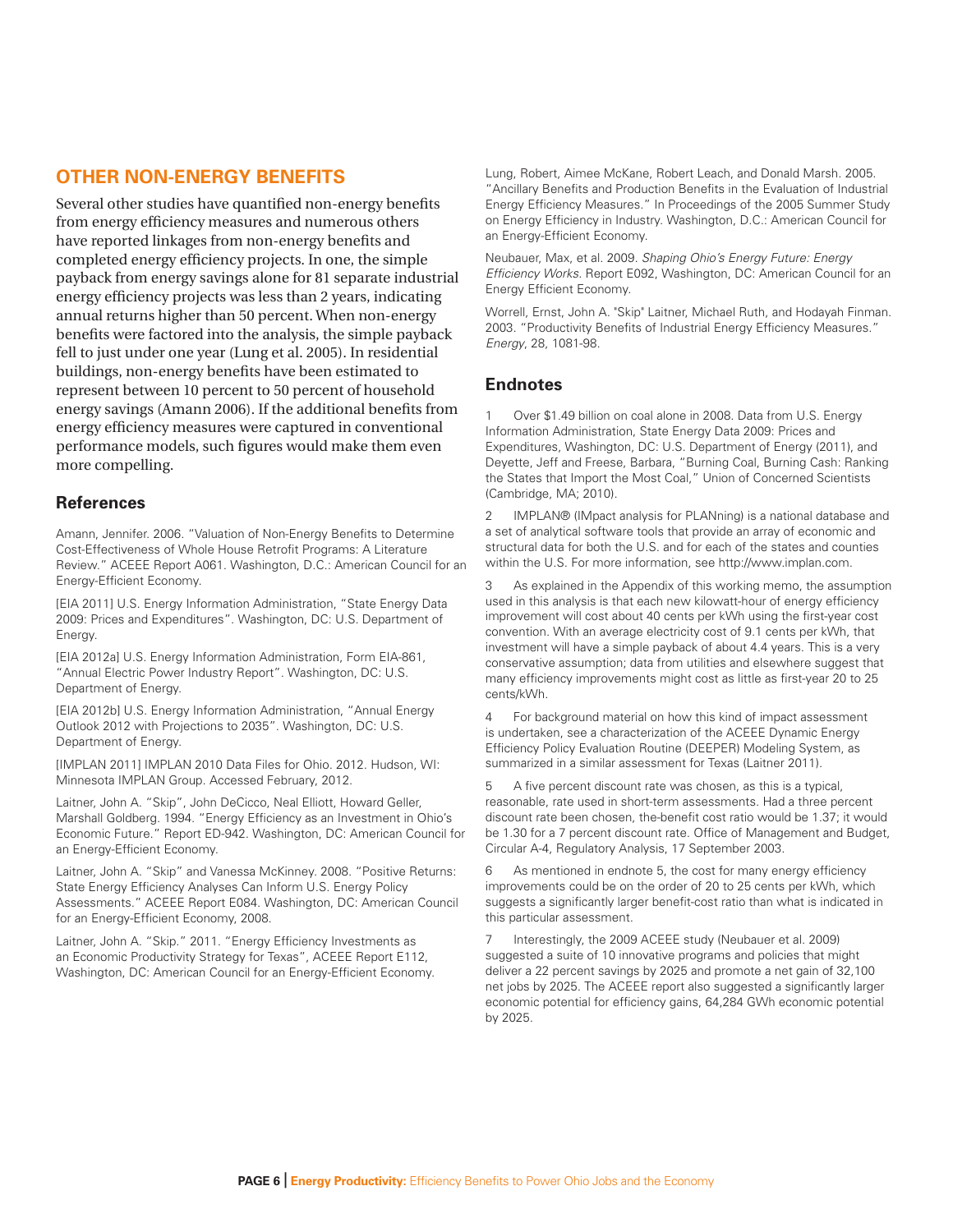## OTHER NON-ENERGY BENEFITS

Several other studies have quantified non-energy benefits from energy efficiency measures and numerous others have reported linkages from non-energy benefits and completed energy efficiency projects. In one, the simple payback from energy savings alone for 81 separate industrial energy efficiency projects was less than 2 years, indicating annual returns higher than 50 percent. When non-energy benefits were factored into the analysis, the simple payback fell to just under one year (Lung et al. 2005). In residential buildings, non-energy benefits have been estimated to represent between 10 percent to 50 percent of household energy savings (Amann 2006). If the additional benefits from energy efficiency measures were captured in conventional performance models, such figures would make them even more compelling.

### References

Amann, Jennifer. 2006. "Valuation of Non-Energy Benefits to Determine Cost-Effectiveness of Whole House Retrofit Programs: A Literature Review." ACEEE Report A061. Washington, D.C.: American Council for an Energy-Efficient Economy.

[EIA 2011] U.S. Energy Information Administration, "State Energy Data 2009: Prices and Expenditures". Washington, DC: U.S. Department of Energy.

[EIA 2012a] U.S. Energy Information Administration, Form EIA-861, "Annual Electric Power Industry Report". Washington, DC: U.S. Department of Energy.

[EIA 2012b] U.S. Energy Information Administration, "Annual Energy Outlook 2012 with Projections to 2035". Washington, DC: U.S. Department of Energy.

[IMPLAN 2011] IMPLAN 2010 Data Files for Ohio. 2012. Hudson, WI: Minnesota IMPLAN Group. Accessed February, 2012.

Laitner, John A. "Skip", John DeCicco, Neal Elliott, Howard Geller, Marshall Goldberg. 1994. "Energy Efficiency as an Investment in Ohio's Economic Future." Report ED-942. Washington, DC: American Council for an Energy-Efficient Economy.

Laitner, John A. "Skip" and Vanessa McKinney. 2008. "Positive Returns: State Energy Efficiency Analyses Can Inform U.S. Energy Policy Assessments." ACEEE Report E084. Washington, DC: American Council for an Energy-Efficient Economy, 2008.

Laitner, John A. "Skip." 2011. "Energy Efficiency Investments as an Economic Productivity Strategy for Texas", ACEEE Report E112, Washington, DC: American Council for an Energy-Efficient Economy.

Lung, Robert, Aimee McKane, Robert Leach, and Donald Marsh. 2005. "Ancillary Benefits and Production Benefits in the Evaluation of Industrial Energy Efficiency Measures." In Proceedings of the 2005 Summer Study on Energy Efficiency in Industry. Washington, D.C.: American Council for an Energy-Efficient Economy.

Neubauer, Max, et al. 2009. *Shaping Ohio's Energy Future: Energy Efficiency Works*. Report E092, Washington, DC: American Council for an Energy Efficient Economy.

Worrell, Ernst, John A. "Skip" Laitner, Michael Ruth, and Hodayah Finman. 2003. "Productivity Benefits of Industrial Energy Efficiency Measures." *Energy*, 28, 1081-98.

### Endnotes

1 Over $1.49 billion on coal alone in 2008. Data from U.S. Energy Information Administration, State Energy Data 2009: Prices and Expenditures, Washington, DC: U.S. Department of Energy (2011), and Deyette, Jeff and Freese, Barbara, "Burning Coal, Burning Cash: Ranking the States that Import the Most Coal," Union of Concerned Scientists (Cambridge, MA; 2010).

2 IMPLAN® (IMpact analysis for PLANning) is a national database and a set of analytical software tools that provide an array of economic and structural data for both the U.S. and for each of the states and counties within the U.S. For more information, see http://www.implan.com.

3 As explained in the Appendix of this working memo, the assumption used in this analysis is that each new kilowatt-hour of energy efficiency improvement will cost about 40 cents per kWh using the first-year cost convention. With an average electricity cost of 9.1 cents per kWh, that investment will have a simple payback of about 4.4 years. This is a very conservative assumption; data from utilities and elsewhere suggest that many efficiency improvements might cost as little as first-year 20 to 25 cents/kWh.

4 For background material on how this kind of impact assessment is undertaken, see a characterization of the ACEEE Dynamic Energy Efficiency Policy Evaluation Routine (DEEPER) Modeling System, as summarized in a similar assessment for Texas (Laitner 2011).

5 A five percent discount rate was chosen, as this is a typical, reasonable, rate used in short-term assessments. Had a three percent discount rate been chosen, the-benefit cost ratio would be 1.37; it would be 1.30 for a 7 percent discount rate. Office of Management and Budget, Circular A-4, Regulatory Analysis, 17 September 2003.

6 As mentioned in endnote 5, the cost for many energy efficiency improvements could be on the order of 20 to 25 cents per kWh, which suggests a significantly larger benefit-cost ratio than what is indicated in this particular assessment.

7 Interestingly, the 2009 ACEEE study (Neubauer et al. 2009) suggested a suite of 10 innovative programs and policies that might deliver a 22 percent savings by 2025 and promote a net gain of 32,100 net jobs by 2025. The ACEEE report also suggested a significantly larger economic potential for efficiency gains, 64,284 GWh economic potential by 2025.